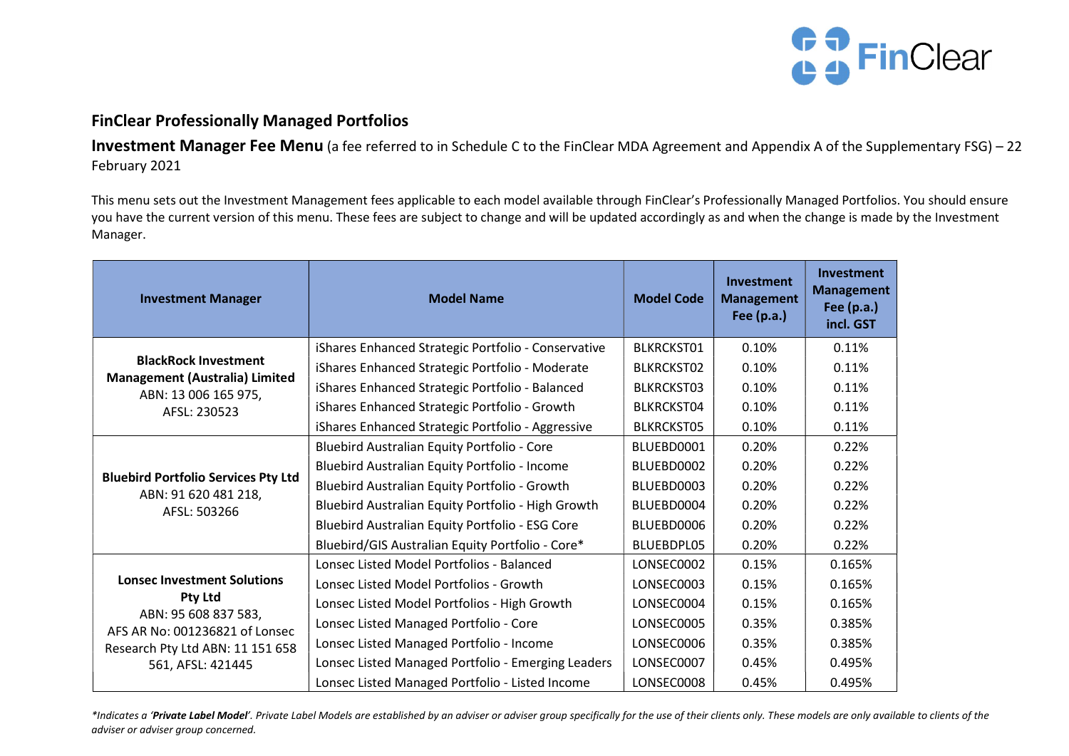## FinClear Professionally Managed Portfolios

**Investment Manager Fee Menu** (a fee referred to in Schedule C to the FinClear MDA Agreement and Appendix A of the Supplementary FSG) – 22 February 2021

This menu sets out the Investment Management fees applicable to each model available through FinClear's Professionally Managed Portfolios. You should ensure you have the current version of this menu. These fees are subject to change and will be updated accordingly as and when the change is made by the Investment Manager.

| Investment Manager | Model Name | Model Code | Investment Management Fee (p.a.) | Investment Management Fee (p.a.) incl. GST |
|---|---|---|---|---|
| **BlackRock Investment Management (Australia) Limited** ABN: 13 006 165 975, AFSL: 230523 | iShares Enhanced Strategic Portfolio - Conservative | BLKRCKST01 | 0.10% | 0.11% |
| | iShares Enhanced Strategic Portfolio - Moderate | BLKRCKST02 | 0.10% | 0.11% |
| | iShares Enhanced Strategic Portfolio - Balanced | BLKRCKST03 | 0.10% | 0.11% |
| | iShares Enhanced Strategic Portfolio - Growth | BLKRCKST04 | 0.10% | 0.11% |
| | iShares Enhanced Strategic Portfolio - Aggressive | BLKRCKST05 | 0.10% | 0.11% |
| **Bluebird Portfolio Services Pty Ltd** ABN: 91 620 481 218, AFSL: 503266 | Bluebird Australian Equity Portfolio - Core | BLUEBD0001 | 0.20% | 0.22% |
| | Bluebird Australian Equity Portfolio - Income | BLUEBD0002 | 0.20% | 0.22% |
| | Bluebird Australian Equity Portfolio - Growth | BLUEBD0003 | 0.20% | 0.22% |
| | Bluebird Australian Equity Portfolio - High Growth | BLUEBD0004 | 0.20% | 0.22% |
| | Bluebird Australian Equity Portfolio - ESG Core | BLUEBD0006 | 0.20% | 0.22% |
| | Bluebird/GIS Australian Equity Portfolio - Core* | BLUEBDPL05 | 0.20% | 0.22% |
| **Lonsec Investment Solutions Pty Ltd** ABN: 95 608 837 583, AFS AR No: 001236821 of Lonsec Research Pty Ltd ABN: 11 151 658 561, AFSL: 421445 | Lonsec Listed Model Portfolios - Balanced | LONSEC0002 | 0.15% | 0.165% |
| | Lonsec Listed Model Portfolios - Growth | LONSEC0003 | 0.15% | 0.165% |
| | Lonsec Listed Model Portfolios - High Growth | LONSEC0004 | 0.15% | 0.165% |
| | Lonsec Listed Managed Portfolio - Core | LONSEC0005 | 0.35% | 0.385% |
| | Lonsec Listed Managed Portfolio - Income | LONSEC0006 | 0.35% | 0.385% |
| | Lonsec Listed Managed Portfolio - Emerging Leaders | LONSEC0007 | 0.45% | 0.495% |
| | Lonsec Listed Managed Portfolio - Listed Income | LONSEC0008 | 0.45% | 0.495% |

*\*Indicates a '**Private Label Model**'. Private Label Models are established by an adviser or adviser group specifically for the use of their clients only. These models are only available to clients of the adviser or adviser group concerned.*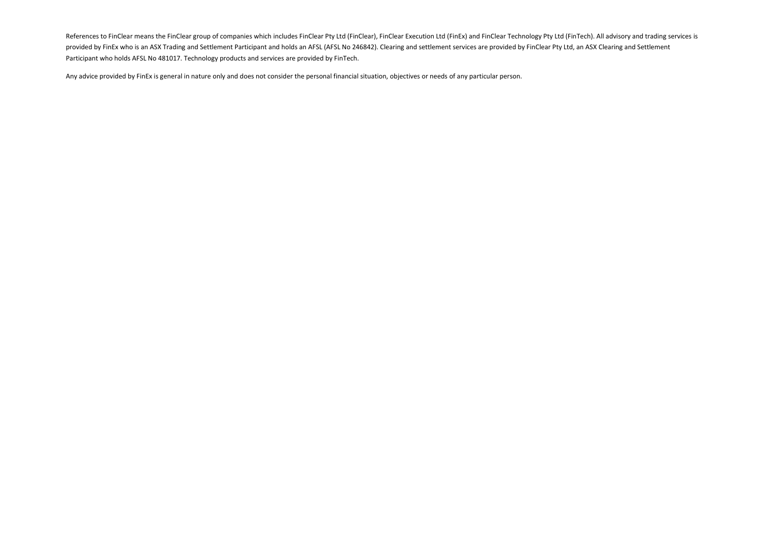References to FinClear means the FinClear group of companies which includes FinClear Pty Ltd (FinClear), FinClear Execution Ltd (FinEx) and FinClear Technology Pty Ltd (FinTech). All advisory and trading services is provided by FinEx who is an ASX Trading and Settlement Participant and holds an AFSL (AFSL No 246842). Clearing and settlement services are provided by FinClear Pty Ltd, an ASX Clearing and Settlement Participant who holds AFSL No 481017. Technology products and services are provided by FinTech.

Any advice provided by FinEx is general in nature only and does not consider the personal financial situation, objectives or needs of any particular person.